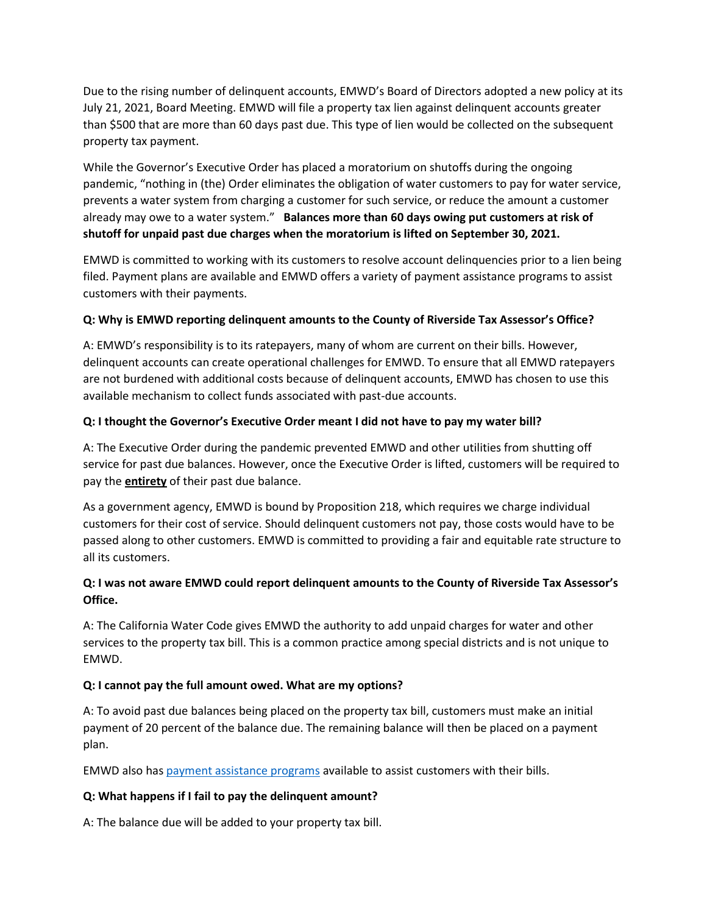Due to the rising number of delinquent accounts, EMWD's Board of Directors adopted a new policy at its July 21, 2021, Board Meeting. EMWD will file a property tax lien against delinquent accounts greater than $500 that are more than 60 days past due. This type of lien would be collected on the subsequent property tax payment.

While the Governor's Executive Order has placed a moratorium on shutoffs during the ongoing pandemic, "nothing in (the) Order eliminates the obligation of water customers to pay for water service, prevents a water system from charging a customer for such service, or reduce the amount a customer already may owe to a water system." **Balances more than 60 days owing put customers at risk of shutoff for unpaid past due charges when the moratorium is lifted on September 30, 2021.**

EMWD is committed to working with its customers to resolve account delinquencies prior to a lien being filed. Payment plans are available and EMWD offers a variety of payment assistance programs to assist customers with their payments.

**Q: Why is EMWD reporting delinquent amounts to the County of Riverside Tax Assessor's Office?**

A: EMWD's responsibility is to its ratepayers, many of whom are current on their bills. However, delinquent accounts can create operational challenges for EMWD. To ensure that all EMWD ratepayers are not burdened with additional costs because of delinquent accounts, EMWD has chosen to use this available mechanism to collect funds associated with past-due accounts.

**Q: I thought the Governor's Executive Order meant I did not have to pay my water bill?**

A: The Executive Order during the pandemic prevented EMWD and other utilities from shutting off service for past due balances. However, once the Executive Order is lifted, customers will be required to pay the **entirety** of their past due balance.

As a government agency, EMWD is bound by Proposition 218, which requires we charge individual customers for their cost of service. Should delinquent customers not pay, those costs would have to be passed along to other customers. EMWD is committed to providing a fair and equitable rate structure to all its customers.

**Q: I was not aware EMWD could report delinquent amounts to the County of Riverside Tax Assessor's Office.**

A: The California Water Code gives EMWD the authority to add unpaid charges for water and other services to the property tax bill. This is a common practice among special districts and is not unique to EMWD.

**Q: I cannot pay the full amount owed. What are my options?**

A: To avoid past due balances being placed on the property tax bill, customers must make an initial payment of 20 percent of the balance due. The remaining balance will then be placed on a payment plan.

EMWD also has payment assistance programs available to assist customers with their bills.

**Q: What happens if I fail to pay the delinquent amount?**

A: The balance due will be added to your property tax bill.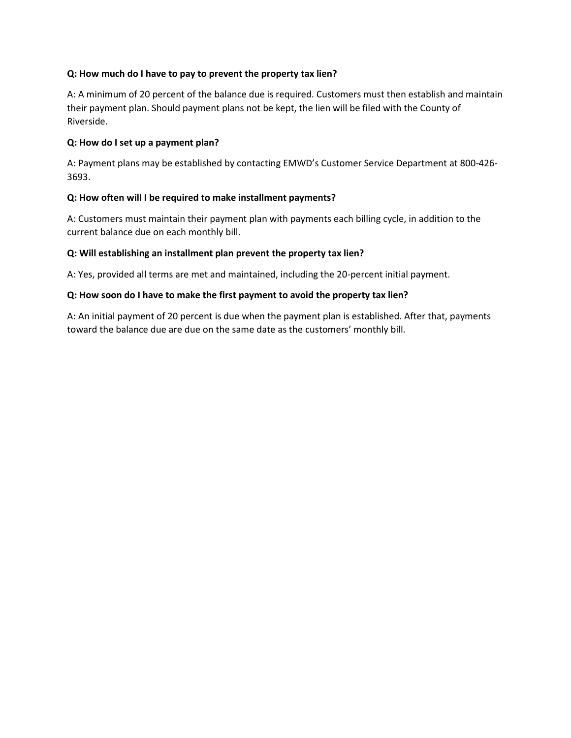**Q: How much do I have to pay to prevent the property tax lien?**

A: A minimum of 20 percent of the balance due is required. Customers must then establish and maintain their payment plan. Should payment plans not be kept, the lien will be filed with the County of Riverside.

**Q: How do I set up a payment plan?**

A: Payment plans may be established by contacting EMWD's Customer Service Department at 800-426-3693.

**Q: How often will I be required to make installment payments?**

A: Customers must maintain their payment plan with payments each billing cycle, in addition to the current balance due on each monthly bill.

**Q: Will establishing an installment plan prevent the property tax lien?**

A: Yes, provided all terms are met and maintained, including the 20-percent initial payment.

**Q: How soon do I have to make the first payment to avoid the property tax lien?**

A: An initial payment of 20 percent is due when the payment plan is established. After that, payments toward the balance due are due on the same date as the customers' monthly bill.